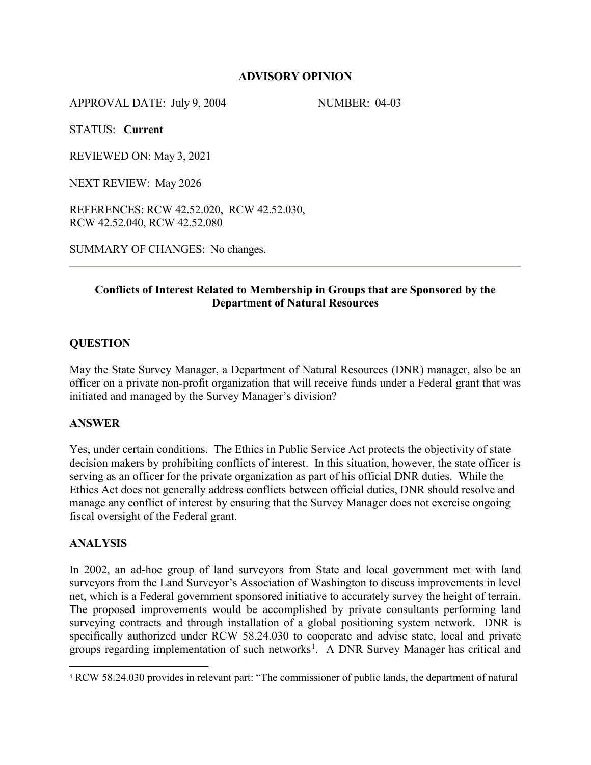**ADVISORY OPINION**

APPROVAL DATE: July 9, 2004 NUMBER: 04-03

STATUS: **Current**

REVIEWED ON: May 3, 2021

NEXT REVIEW: May 2026

REFERENCES: RCW 42.52.020, RCW 42.52.030, RCW 42.52.040, RCW 42.52.080

SUMMARY OF CHANGES: No changes.

---

## Conflicts of Interest Related to Membership in Groups that are Sponsored by the Department of Natural Resources

### QUESTION

May the State Survey Manager, a Department of Natural Resources (DNR) manager, also be an officer on a private non-profit organization that will receive funds under a Federal grant that was initiated and managed by the Survey Manager's division?

### ANSWER

Yes, under certain conditions. The Ethics in Public Service Act protects the objectivity of state decision makers by prohibiting conflicts of interest. In this situation, however, the state officer is serving as an officer for the private organization as part of his official DNR duties. While the Ethics Act does not generally address conflicts between official duties, DNR should resolve and manage any conflict of interest by ensuring that the Survey Manager does not exercise ongoing fiscal oversight of the Federal grant.

### ANALYSIS

In 2002, an ad-hoc group of land surveyors from State and local government met with land surveyors from the Land Surveyor's Association of Washington to discuss improvements in level net, which is a Federal government sponsored initiative to accurately survey the height of terrain. The proposed improvements would be accomplished by private consultants performing land surveying contracts and through installation of a global positioning system network. DNR is specifically authorized under RCW 58.24.030 to cooperate and advise state, local and private groups regarding implementation of such networks[1]. A DNR Survey Manager has critical and

[1] RCW 58.24.030 provides in relevant part: "The commissioner of public lands, the department of natural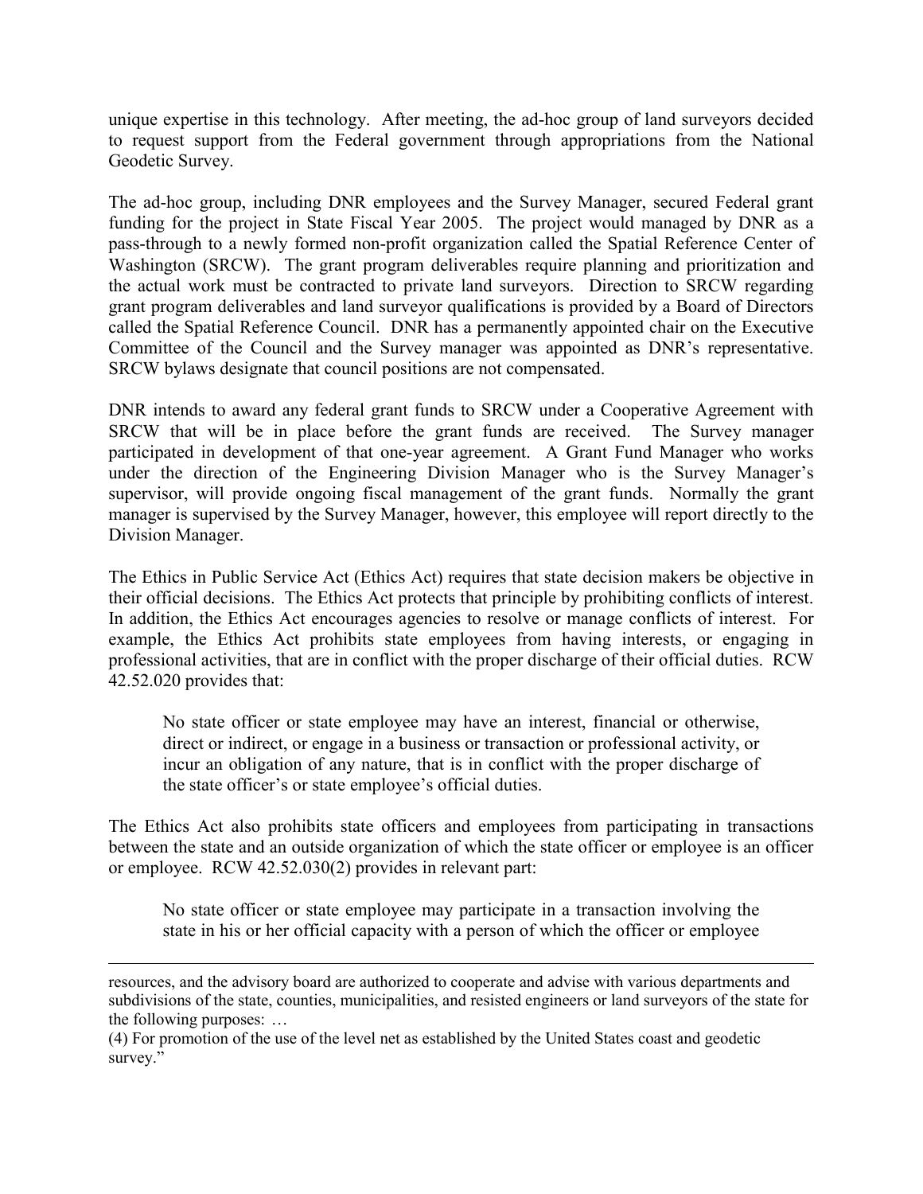unique expertise in this technology. After meeting, the ad-hoc group of land surveyors decided to request support from the Federal government through appropriations from the National Geodetic Survey.

The ad-hoc group, including DNR employees and the Survey Manager, secured Federal grant funding for the project in State Fiscal Year 2005. The project would managed by DNR as a pass-through to a newly formed non-profit organization called the Spatial Reference Center of Washington (SRCW). The grant program deliverables require planning and prioritization and the actual work must be contracted to private land surveyors. Direction to SRCW regarding grant program deliverables and land surveyor qualifications is provided by a Board of Directors called the Spatial Reference Council. DNR has a permanently appointed chair on the Executive Committee of the Council and the Survey manager was appointed as DNR's representative. SRCW bylaws designate that council positions are not compensated.

DNR intends to award any federal grant funds to SRCW under a Cooperative Agreement with SRCW that will be in place before the grant funds are received. The Survey manager participated in development of that one-year agreement. A Grant Fund Manager who works under the direction of the Engineering Division Manager who is the Survey Manager's supervisor, will provide ongoing fiscal management of the grant funds. Normally the grant manager is supervised by the Survey Manager, however, this employee will report directly to the Division Manager.

The Ethics in Public Service Act (Ethics Act) requires that state decision makers be objective in their official decisions. The Ethics Act protects that principle by prohibiting conflicts of interest. In addition, the Ethics Act encourages agencies to resolve or manage conflicts of interest. For example, the Ethics Act prohibits state employees from having interests, or engaging in professional activities, that are in conflict with the proper discharge of their official duties. RCW 42.52.020 provides that:

> No state officer or state employee may have an interest, financial or otherwise, direct or indirect, or engage in a business or transaction or professional activity, or incur an obligation of any nature, that is in conflict with the proper discharge of the state officer's or state employee's official duties.

The Ethics Act also prohibits state officers and employees from participating in transactions between the state and an outside organization of which the state officer or employee is an officer or employee. RCW 42.52.030(2) provides in relevant part:

> No state officer or state employee may participate in a transaction involving the state in his or her official capacity with a person of which the officer or employee

---

resources, and the advisory board are authorized to cooperate and advise with various departments and subdivisions of the state, counties, municipalities, and resisted engineers or land surveyors of the state for the following purposes: …

(4) For promotion of the use of the level net as established by the United States coast and geodetic survey."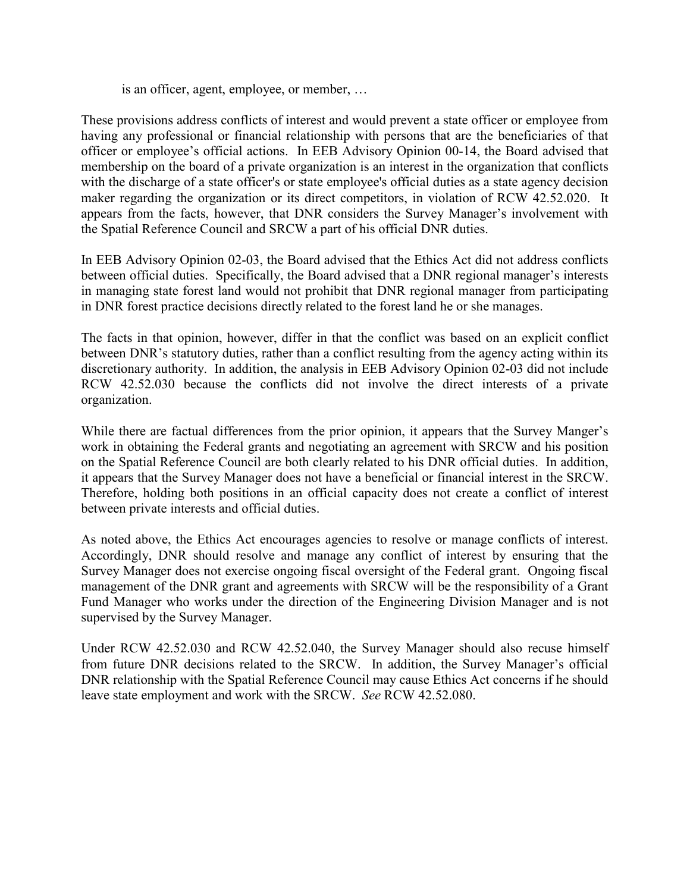is an officer, agent, employee, or member, …

These provisions address conflicts of interest and would prevent a state officer or employee from having any professional or financial relationship with persons that are the beneficiaries of that officer or employee's official actions. In EEB Advisory Opinion 00-14, the Board advised that membership on the board of a private organization is an interest in the organization that conflicts with the discharge of a state officer's or state employee's official duties as a state agency decision maker regarding the organization or its direct competitors, in violation of RCW 42.52.020. It appears from the facts, however, that DNR considers the Survey Manager's involvement with the Spatial Reference Council and SRCW a part of his official DNR duties.

In EEB Advisory Opinion 02-03, the Board advised that the Ethics Act did not address conflicts between official duties. Specifically, the Board advised that a DNR regional manager's interests in managing state forest land would not prohibit that DNR regional manager from participating in DNR forest practice decisions directly related to the forest land he or she manages.

The facts in that opinion, however, differ in that the conflict was based on an explicit conflict between DNR's statutory duties, rather than a conflict resulting from the agency acting within its discretionary authority. In addition, the analysis in EEB Advisory Opinion 02-03 did not include RCW 42.52.030 because the conflicts did not involve the direct interests of a private organization.

While there are factual differences from the prior opinion, it appears that the Survey Manger's work in obtaining the Federal grants and negotiating an agreement with SRCW and his position on the Spatial Reference Council are both clearly related to his DNR official duties. In addition, it appears that the Survey Manager does not have a beneficial or financial interest in the SRCW. Therefore, holding both positions in an official capacity does not create a conflict of interest between private interests and official duties.

As noted above, the Ethics Act encourages agencies to resolve or manage conflicts of interest. Accordingly, DNR should resolve and manage any conflict of interest by ensuring that the Survey Manager does not exercise ongoing fiscal oversight of the Federal grant. Ongoing fiscal management of the DNR grant and agreements with SRCW will be the responsibility of a Grant Fund Manager who works under the direction of the Engineering Division Manager and is not supervised by the Survey Manager.

Under RCW 42.52.030 and RCW 42.52.040, the Survey Manager should also recuse himself from future DNR decisions related to the SRCW. In addition, the Survey Manager's official DNR relationship with the Spatial Reference Council may cause Ethics Act concerns if he should leave state employment and work with the SRCW. *See* RCW 42.52.080.